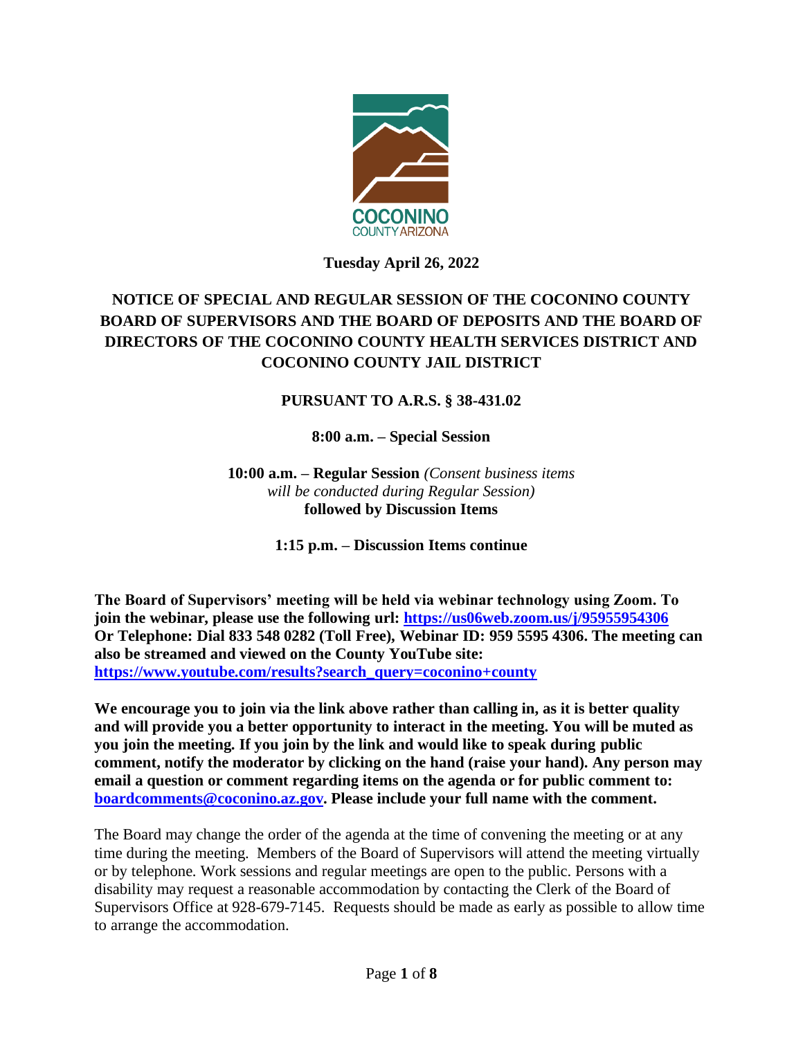COCONINO
COUNTY ARIZONA

**Tuesday April 26, 2022**

# NOTICE OF SPECIAL AND REGULAR SESSION OF THE COCONINO COUNTY BOARD OF SUPERVISORS AND THE BOARD OF DEPOSITS AND THE BOARD OF DIRECTORS OF THE COCONINO COUNTY HEALTH SERVICES DISTRICT AND COCONINO COUNTY JAIL DISTRICT

**PURSUANT TO A.R.S. § 38-431.02**

**8:00 a.m. – Special Session**

**10:00 a.m. – Regular Session** *(Consent business items will be conducted during Regular Session)*
**followed by Discussion Items**

**1:15 p.m. – Discussion Items continue**

**The Board of Supervisors' meeting will be held via webinar technology using Zoom. To join the webinar, please use the following url: [https://us06web.zoom.us/j/95955954306](https://us06web.zoom.us/j/95955954306) Or Telephone: Dial 833 548 0282 (Toll Free), Webinar ID: 959 5595 4306. The meeting can also be streamed and viewed on the County YouTube site: [https://www.youtube.com/results?search_query=coconino+county](https://www.youtube.com/results?search_query=coconino+county)**

**We encourage you to join via the link above rather than calling in, as it is better quality and will provide you a better opportunity to interact in the meeting. You will be muted as you join the meeting. If you join by the link and would like to speak during public comment, notify the moderator by clicking on the hand (raise your hand). Any person may email a question or comment regarding items on the agenda or for public comment to: [boardcomments@coconino.az.gov](mailto:boardcomments@coconino.az.gov). Please include your full name with the comment.**

The Board may change the order of the agenda at the time of convening the meeting or at any time during the meeting. Members of the Board of Supervisors will attend the meeting virtually or by telephone. Work sessions and regular meetings are open to the public. Persons with a disability may request a reasonable accommodation by contacting the Clerk of the Board of Supervisors Office at 928-679-7145. Requests should be made as early as possible to allow time to arrange the accommodation.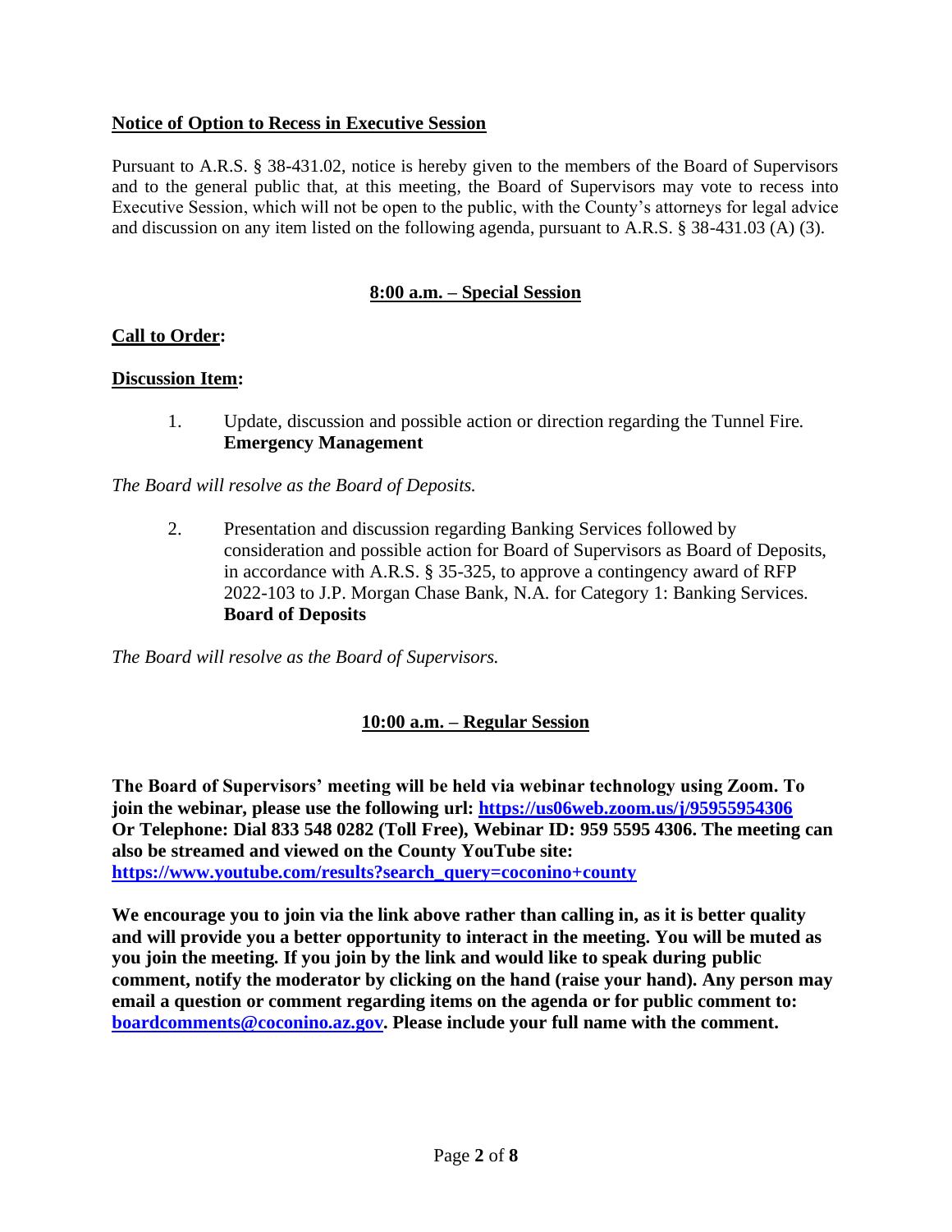**Notice of Option to Recess in Executive Session**

Pursuant to A.R.S. § 38-431.02, notice is hereby given to the members of the Board of Supervisors and to the general public that, at this meeting, the Board of Supervisors may vote to recess into Executive Session, which will not be open to the public, with the County's attorneys for legal advice and discussion on any item listed on the following agenda, pursuant to A.R.S. § 38-431.03 (A) (3).

## 8:00 a.m. – Special Session

**Call to Order:**

**Discussion Item:**

1. Update, discussion and possible action or direction regarding the Tunnel Fire.
   **Emergency Management**

*The Board will resolve as the Board of Deposits.*

2. Presentation and discussion regarding Banking Services followed by consideration and possible action for Board of Supervisors as Board of Deposits, in accordance with A.R.S. § 35-325, to approve a contingency award of RFP 2022-103 to J.P. Morgan Chase Bank, N.A. for Category 1: Banking Services.
   **Board of Deposits**

*The Board will resolve as the Board of Supervisors.*

## 10:00 a.m. – Regular Session

**The Board of Supervisors' meeting will be held via webinar technology using Zoom. To join the webinar, please use the following url: https://us06web.zoom.us/j/95955954306 Or Telephone: Dial 833 548 0282 (Toll Free), Webinar ID: 959 5595 4306. The meeting can also be streamed and viewed on the County YouTube site: https://www.youtube.com/results?search_query=coconino+county**

**We encourage you to join via the link above rather than calling in, as it is better quality and will provide you a better opportunity to interact in the meeting. You will be muted as you join the meeting. If you join by the link and would like to speak during public comment, notify the moderator by clicking on the hand (raise your hand). Any person may email a question or comment regarding items on the agenda or for public comment to: boardcomments@coconino.az.gov. Please include your full name with the comment.**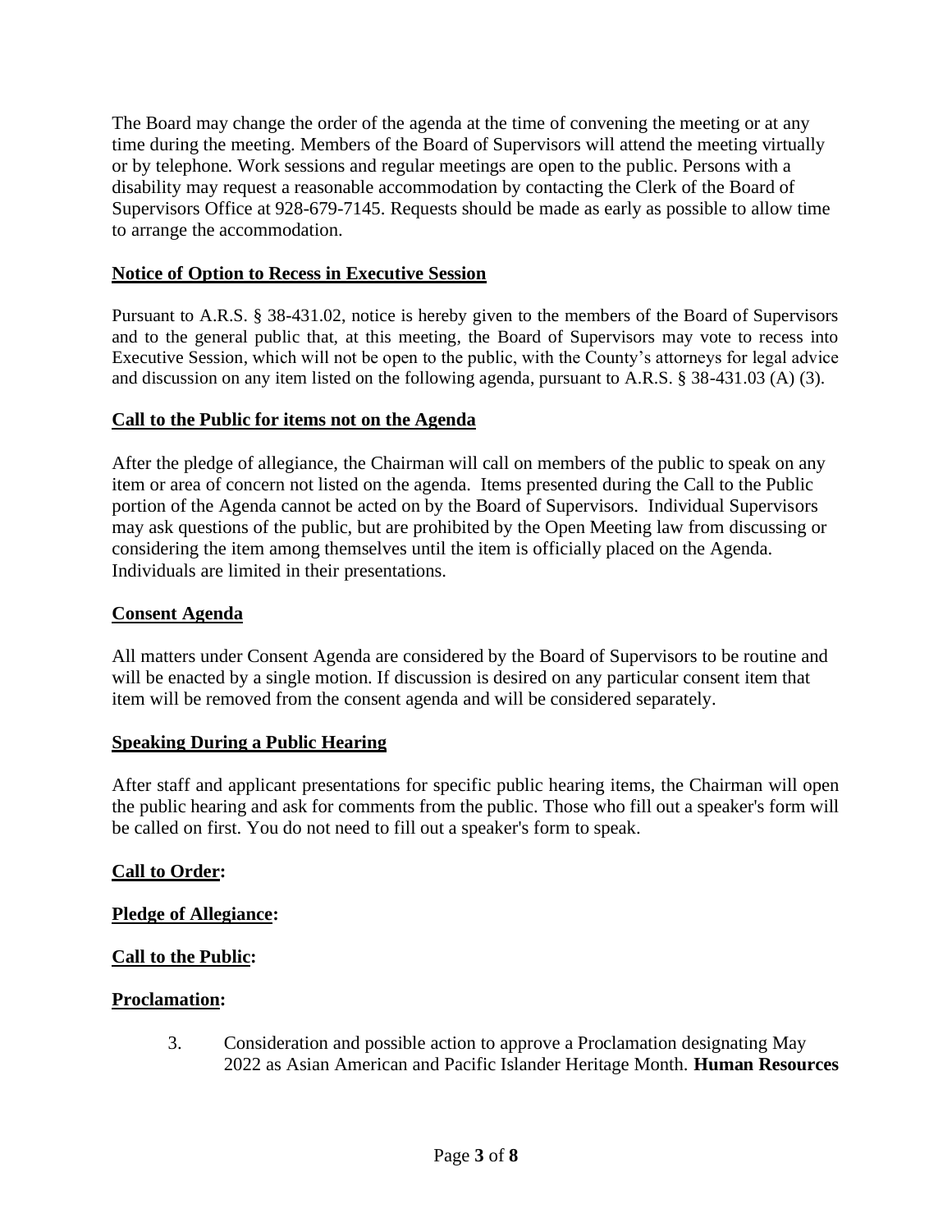The Board may change the order of the agenda at the time of convening the meeting or at any time during the meeting. Members of the Board of Supervisors will attend the meeting virtually or by telephone. Work sessions and regular meetings are open to the public. Persons with a disability may request a reasonable accommodation by contacting the Clerk of the Board of Supervisors Office at 928-679-7145. Requests should be made as early as possible to allow time to arrange the accommodation.

**Notice of Option to Recess in Executive Session**

Pursuant to A.R.S. § 38-431.02, notice is hereby given to the members of the Board of Supervisors and to the general public that, at this meeting, the Board of Supervisors may vote to recess into Executive Session, which will not be open to the public, with the County's attorneys for legal advice and discussion on any item listed on the following agenda, pursuant to A.R.S. § 38-431.03 (A) (3).

**Call to the Public for items not on the Agenda**

After the pledge of allegiance, the Chairman will call on members of the public to speak on any item or area of concern not listed on the agenda. Items presented during the Call to the Public portion of the Agenda cannot be acted on by the Board of Supervisors. Individual Supervisors may ask questions of the public, but are prohibited by the Open Meeting law from discussing or considering the item among themselves until the item is officially placed on the Agenda. Individuals are limited in their presentations.

**Consent Agenda**

All matters under Consent Agenda are considered by the Board of Supervisors to be routine and will be enacted by a single motion. If discussion is desired on any particular consent item that item will be removed from the consent agenda and will be considered separately.

**Speaking During a Public Hearing**

After staff and applicant presentations for specific public hearing items, the Chairman will open the public hearing and ask for comments from the public. Those who fill out a speaker's form will be called on first. You do not need to fill out a speaker's form to speak.

**Call to Order:**

**Pledge of Allegiance:**

**Call to the Public:**

**Proclamation:**

3. Consideration and possible action to approve a Proclamation designating May 2022 as Asian American and Pacific Islander Heritage Month. **Human Resources**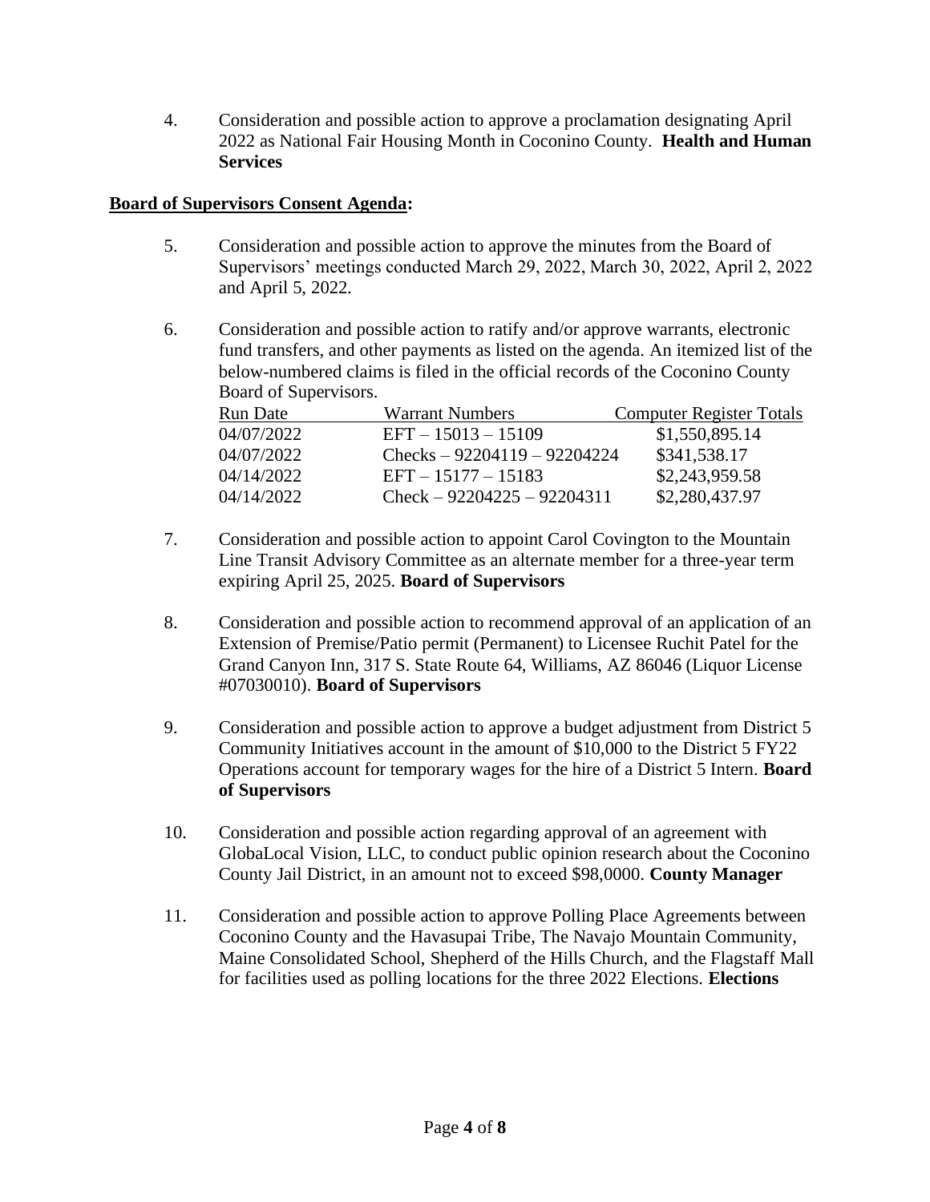4. Consideration and possible action to approve a proclamation designating April 2022 as National Fair Housing Month in Coconino County. **Health and Human Services**

**<u>Board of Supervisors Consent Agenda</u>:**

5. Consideration and possible action to approve the minutes from the Board of Supervisors' meetings conducted March 29, 2022, March 30, 2022, April 2, 2022 and April 5, 2022.

6. Consideration and possible action to ratify and/or approve warrants, electronic fund transfers, and other payments as listed on the agenda. An itemized list of the below-numbered claims is filed in the official records of the Coconino County Board of Supervisors.

| Run Date | Warrant Numbers | Computer Register Totals |
|---|---|---|
| 04/07/2022 | EFT – 15013 – 15109 | $1,550,895.14 |
| 04/07/2022 | Checks – 92204119 – 92204224 | $341,538.17 |
| 04/14/2022 | EFT – 15177 – 15183 | $2,243,959.58 |
| 04/14/2022 | Check – 92204225 – 92204311 | $2,280,437.97 |

7. Consideration and possible action to appoint Carol Covington to the Mountain Line Transit Advisory Committee as an alternate member for a three-year term expiring April 25, 2025. **Board of Supervisors**

8. Consideration and possible action to recommend approval of an application of an Extension of Premise/Patio permit (Permanent) to Licensee Ruchit Patel for the Grand Canyon Inn, 317 S. State Route 64, Williams, AZ 86046 (Liquor License #07030010). **Board of Supervisors**

9. Consideration and possible action to approve a budget adjustment from District 5 Community Initiatives account in the amount of $10,000 to the District 5 FY22 Operations account for temporary wages for the hire of a District 5 Intern. **Board of Supervisors**

10. Consideration and possible action regarding approval of an agreement with GlobaLocal Vision, LLC, to conduct public opinion research about the Coconino County Jail District, in an amount not to exceed $98,0000. **County Manager**

11. Consideration and possible action to approve Polling Place Agreements between Coconino County and the Havasupai Tribe, The Navajo Mountain Community, Maine Consolidated School, Shepherd of the Hills Church, and the Flagstaff Mall for facilities used as polling locations for the three 2022 Elections. **Elections**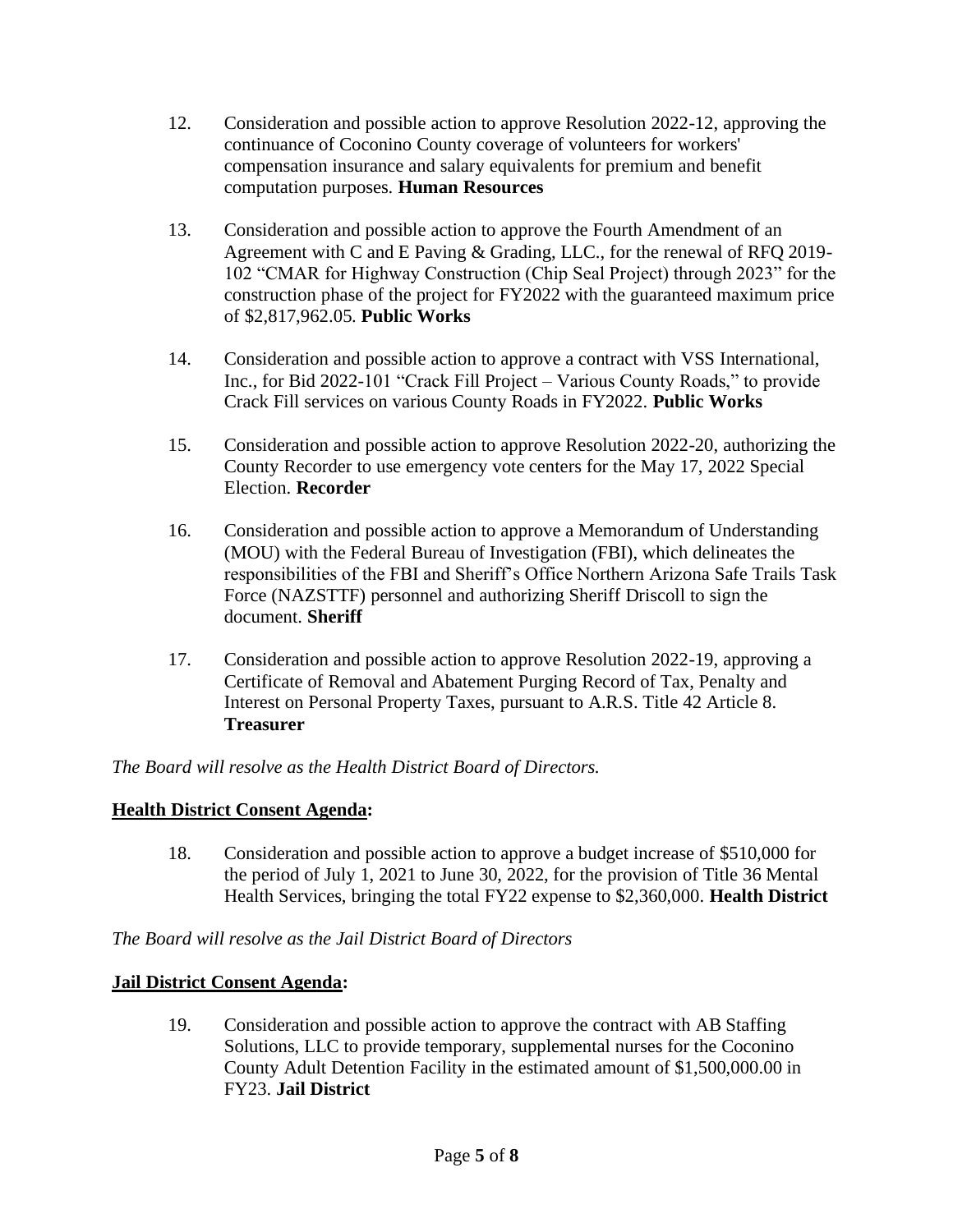12. Consideration and possible action to approve Resolution 2022-12, approving the continuance of Coconino County coverage of volunteers for workers' compensation insurance and salary equivalents for premium and benefit computation purposes. **Human Resources**

13. Consideration and possible action to approve the Fourth Amendment of an Agreement with C and E Paving & Grading, LLC., for the renewal of RFQ 2019-102 "CMAR for Highway Construction (Chip Seal Project) through 2023" for the construction phase of the project for FY2022 with the guaranteed maximum price of $2,817,962.05. **Public Works**

14. Consideration and possible action to approve a contract with VSS International, Inc., for Bid 2022-101 "Crack Fill Project – Various County Roads," to provide Crack Fill services on various County Roads in FY2022. **Public Works**

15. Consideration and possible action to approve Resolution 2022-20, authorizing the County Recorder to use emergency vote centers for the May 17, 2022 Special Election. **Recorder**

16. Consideration and possible action to approve a Memorandum of Understanding (MOU) with the Federal Bureau of Investigation (FBI), which delineates the responsibilities of the FBI and Sheriff's Office Northern Arizona Safe Trails Task Force (NAZSTTF) personnel and authorizing Sheriff Driscoll to sign the document. **Sheriff**

17. Consideration and possible action to approve Resolution 2022-19, approving a Certificate of Removal and Abatement Purging Record of Tax, Penalty and Interest on Personal Property Taxes, pursuant to A.R.S. Title 42 Article 8. **Treasurer**

*The Board will resolve as the Health District Board of Directors.*

**Health District Consent Agenda:**

18. Consideration and possible action to approve a budget increase of $510,000 for the period of July 1, 2021 to June 30, 2022, for the provision of Title 36 Mental Health Services, bringing the total FY22 expense to $2,360,000. **Health District**

*The Board will resolve as the Jail District Board of Directors*

**Jail District Consent Agenda:**

19. Consideration and possible action to approve the contract with AB Staffing Solutions, LLC to provide temporary, supplemental nurses for the Coconino County Adult Detention Facility in the estimated amount of $1,500,000.00 in FY23. **Jail District**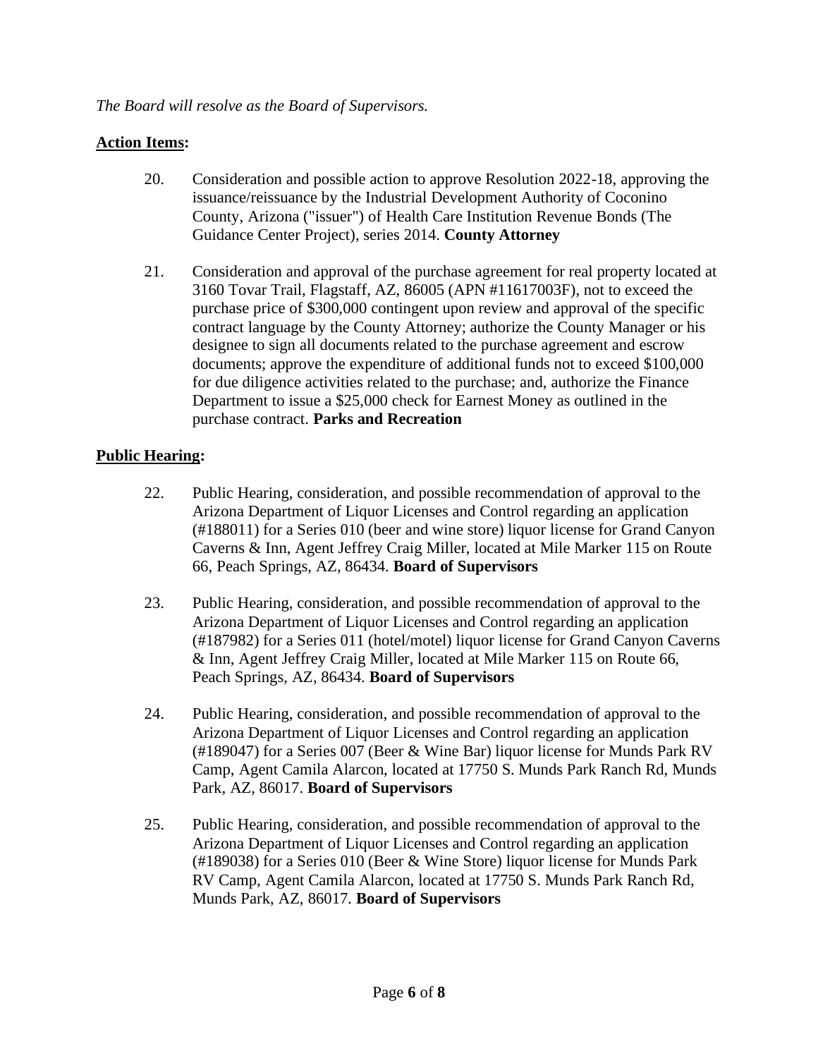*The Board will resolve as the Board of Supervisors.*

**Action Items:**

20. Consideration and possible action to approve Resolution 2022-18, approving the issuance/reissuance by the Industrial Development Authority of Coconino County, Arizona ("issuer") of Health Care Institution Revenue Bonds (The Guidance Center Project), series 2014. **County Attorney**

21. Consideration and approval of the purchase agreement for real property located at 3160 Tovar Trail, Flagstaff, AZ, 86005 (APN #11617003F), not to exceed the purchase price of $300,000 contingent upon review and approval of the specific contract language by the County Attorney; authorize the County Manager or his designee to sign all documents related to the purchase agreement and escrow documents; approve the expenditure of additional funds not to exceed $100,000 for due diligence activities related to the purchase; and, authorize the Finance Department to issue a $25,000 check for Earnest Money as outlined in the purchase contract. **Parks and Recreation**

**Public Hearing:**

22. Public Hearing, consideration, and possible recommendation of approval to the Arizona Department of Liquor Licenses and Control regarding an application (#188011) for a Series 010 (beer and wine store) liquor license for Grand Canyon Caverns & Inn, Agent Jeffrey Craig Miller, located at Mile Marker 115 on Route 66, Peach Springs, AZ, 86434. **Board of Supervisors**

23. Public Hearing, consideration, and possible recommendation of approval to the Arizona Department of Liquor Licenses and Control regarding an application (#187982) for a Series 011 (hotel/motel) liquor license for Grand Canyon Caverns & Inn, Agent Jeffrey Craig Miller, located at Mile Marker 115 on Route 66, Peach Springs, AZ, 86434. **Board of Supervisors**

24. Public Hearing, consideration, and possible recommendation of approval to the Arizona Department of Liquor Licenses and Control regarding an application (#189047) for a Series 007 (Beer & Wine Bar) liquor license for Munds Park RV Camp, Agent Camila Alarcon, located at 17750 S. Munds Park Ranch Rd, Munds Park, AZ, 86017. **Board of Supervisors**

25. Public Hearing, consideration, and possible recommendation of approval to the Arizona Department of Liquor Licenses and Control regarding an application (#189038) for a Series 010 (Beer & Wine Store) liquor license for Munds Park RV Camp, Agent Camila Alarcon, located at 17750 S. Munds Park Ranch Rd, Munds Park, AZ, 86017. **Board of Supervisors**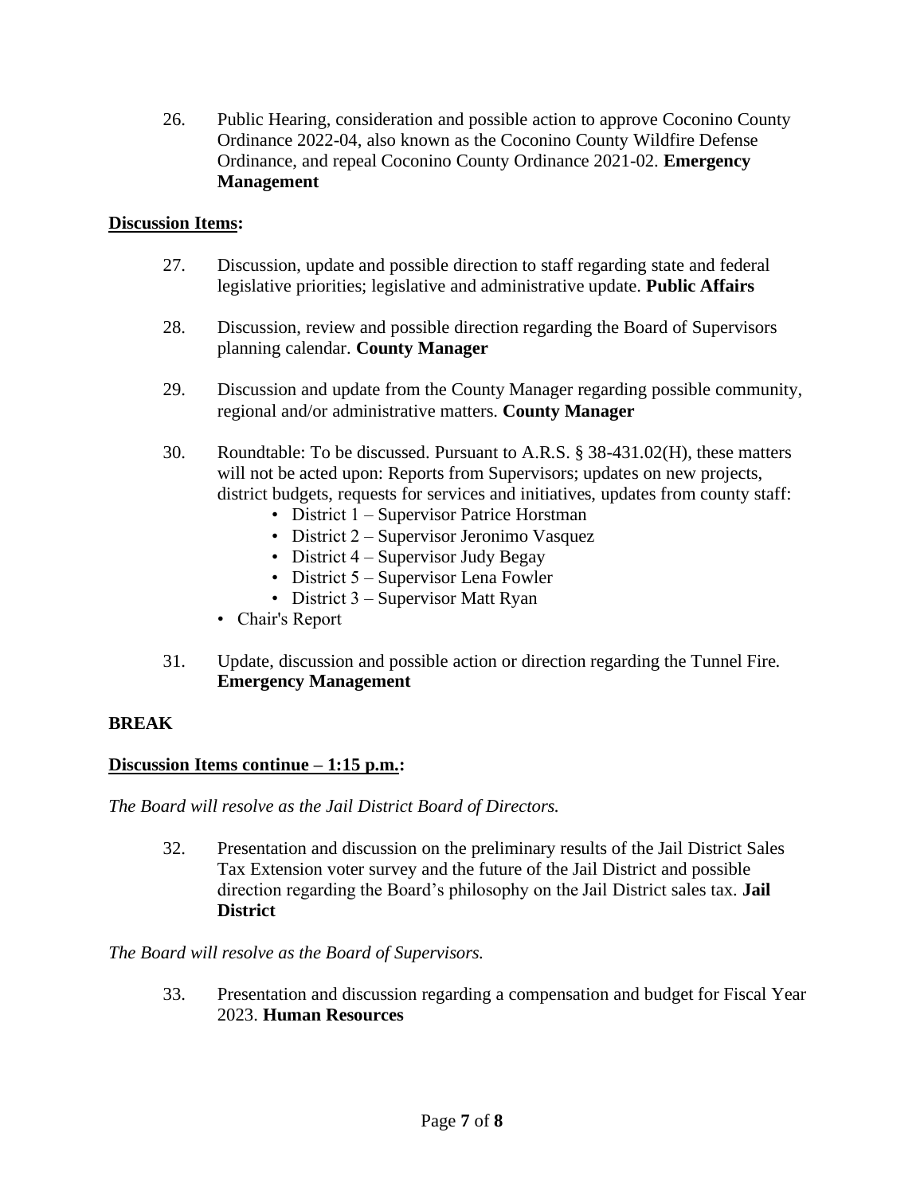26. Public Hearing, consideration and possible action to approve Coconino County Ordinance 2022-04, also known as the Coconino County Wildfire Defense Ordinance, and repeal Coconino County Ordinance 2021-02. **Emergency Management**

**Discussion Items:**

27. Discussion, update and possible direction to staff regarding state and federal legislative priorities; legislative and administrative update. **Public Affairs**

28. Discussion, review and possible direction regarding the Board of Supervisors planning calendar. **County Manager**

29. Discussion and update from the County Manager regarding possible community, regional and/or administrative matters. **County Manager**

30. Roundtable: To be discussed. Pursuant to A.R.S. § 38-431.02(H), these matters will not be acted upon: Reports from Supervisors; updates on new projects, district budgets, requests for services and initiatives, updates from county staff:
    - District 1 – Supervisor Patrice Horstman
    - District 2 – Supervisor Jeronimo Vasquez
    - District 4 – Supervisor Judy Begay
    - District 5 – Supervisor Lena Fowler
    - District 3 – Supervisor Matt Ryan
  - Chair's Report

31. Update, discussion and possible action or direction regarding the Tunnel Fire. **Emergency Management**

**BREAK**

**Discussion Items continue – 1:15 p.m.:**

*The Board will resolve as the Jail District Board of Directors.*

32. Presentation and discussion on the preliminary results of the Jail District Sales Tax Extension voter survey and the future of the Jail District and possible direction regarding the Board's philosophy on the Jail District sales tax. **Jail District**

*The Board will resolve as the Board of Supervisors.*

33. Presentation and discussion regarding a compensation and budget for Fiscal Year 2023. **Human Resources**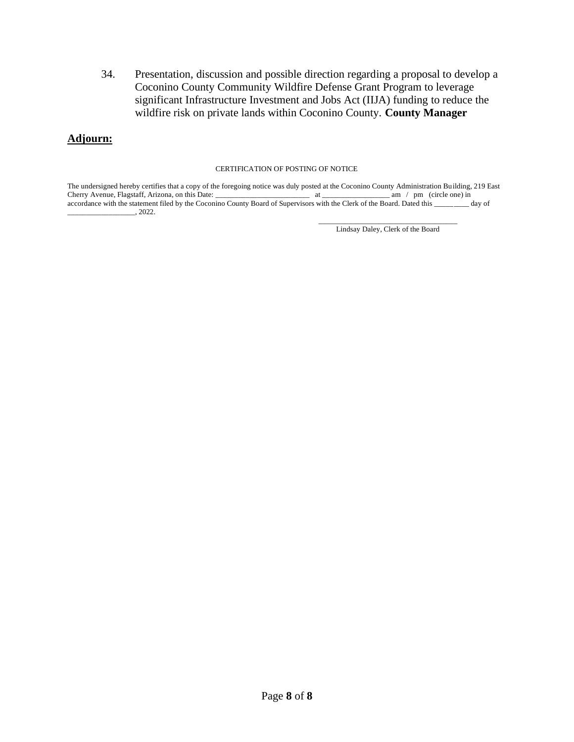34. Presentation, discussion and possible direction regarding a proposal to develop a Coconino County Community Wildfire Defense Grant Program to leverage significant Infrastructure Investment and Jobs Act (IIJA) funding to reduce the wildfire risk on private lands within Coconino County. **County Manager**

## Adjourn:

CERTIFICATION OF POSTING OF NOTICE

The undersigned hereby certifies that a copy of the foregoing notice was duly posted at the Coconino County Administration Building, 219 East Cherry Avenue, Flagstaff, Arizona, on this Date: _________________________ at _________________ am / pm (circle one) in accordance with the statement filed by the Coconino County Board of Supervisors with the Clerk of the Board. Dated this _________ day of __________________, 2022.

_____________________________________
Lindsay Daley, Clerk of the Board